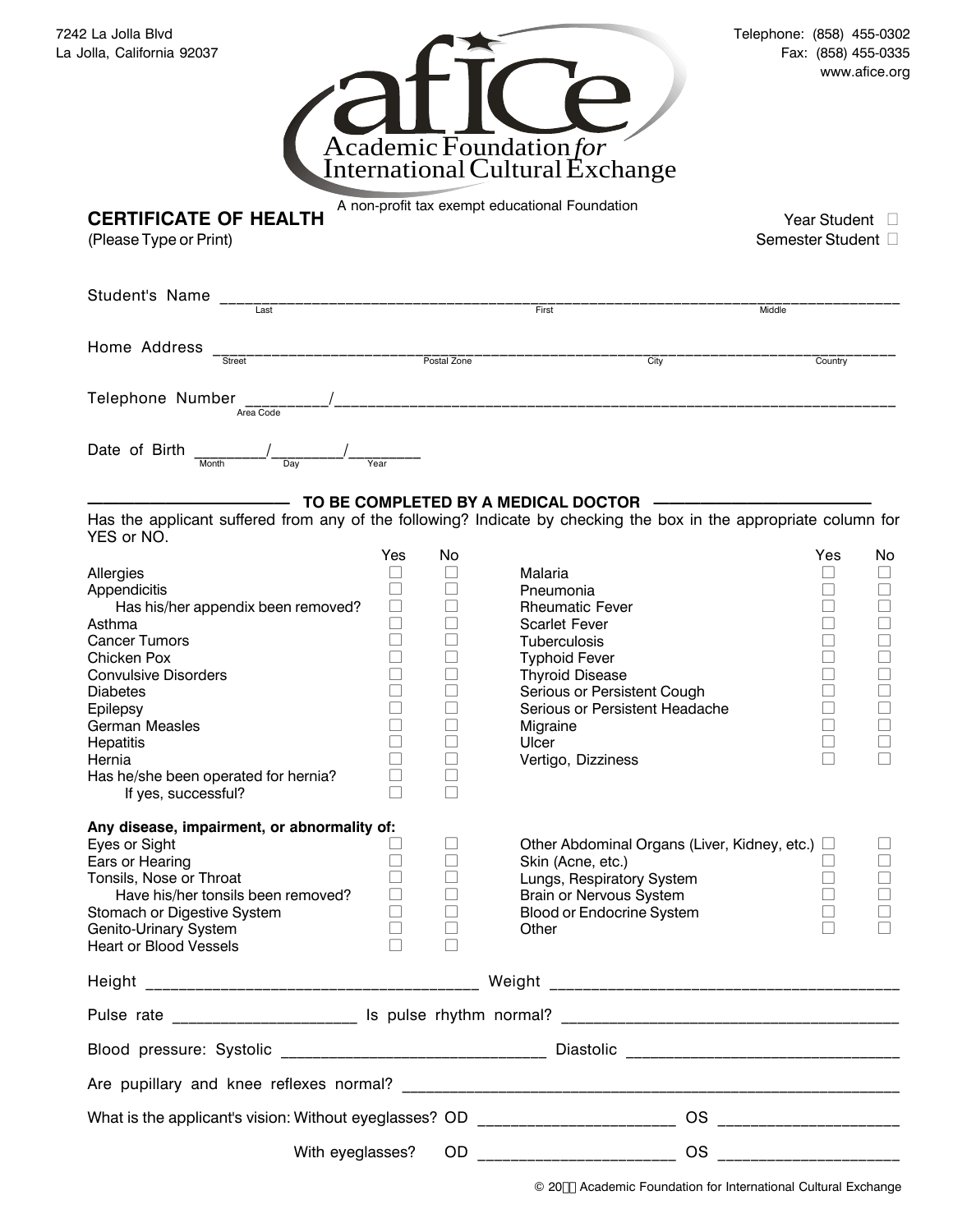7242 La Jolla Blvd
La Jolla, California 92037

Telephone: (858) 455-0302
Fax: (858) 455-0335
www.afice.org

# afice
Academic Foundation *for* International Cultural Exchange

A non-profit tax exempt educational Foundation

## CERTIFICATE OF HEALTH
(Please Type or Print)

Year Student ☐
Semester Student ☐

Student's Name ______________________________________________
Last / First / Middle

Home Address ______________________________________________
Street / Postal Zone / City / Country

Telephone Number _________/__________________________________
Area Code

Date of Birth ________/________/________
Month / Day / Year

### TO BE COMPLETED BY A MEDICAL DOCTOR

Has the applicant suffered from any of the following? Indicate by checking the box in the appropriate column for YES or NO.

| | Yes | No | | Yes | No |
|---|---|---|---|---|---|
| Allergies | ☐ | ☐ | Malaria | ☐ | ☐ |
| Appendicitis | ☐ | ☐ | Pneumonia | ☐ | ☐ |
| Has his/her appendix been removed? | ☐ | ☐ | Rheumatic Fever | ☐ | ☐ |
| Asthma | ☐ | ☐ | Scarlet Fever | ☐ | ☐ |
| Cancer Tumors | ☐ | ☐ | Tuberculosis | ☐ | ☐ |
| Chicken Pox | ☐ | ☐ | Typhoid Fever | ☐ | ☐ |
| Convulsive Disorders | ☐ | ☐ | Thyroid Disease | ☐ | ☐ |
| Diabetes | ☐ | ☐ | Serious or Persistent Cough | ☐ | ☐ |
| Epilepsy | ☐ | ☐ | Serious or Persistent Headache | ☐ | ☐ |
| German Measles | ☐ | ☐ | Migraine | ☐ | ☐ |
| Hepatitis | ☐ | ☐ | Ulcer | ☐ | ☐ |
| Hernia | ☐ | ☐ | Vertigo, Dizziness | ☐ | ☐ |
| Has he/she been operated for hernia? | ☐ | ☐ | | | |
| If yes, successful? | ☐ | ☐ | | | |

**Any disease, impairment, or abnormality of:**

| | Yes | No | | Yes | No |
|---|---|---|---|---|---|
| Eyes or Sight | ☐ | ☐ | Other Abdominal Organs (Liver, Kidney, etc.) | ☐ | ☐ |
| Ears or Hearing | ☐ | ☐ | Skin (Acne, etc.) | ☐ | ☐ |
| Tonsils, Nose or Throat | ☐ | ☐ | Lungs, Respiratory System | ☐ | ☐ |
| Have his/her tonsils been removed? | ☐ | ☐ | Brain or Nervous System | ☐ | ☐ |
| Stomach or Digestive System | ☐ | ☐ | Blood or Endocrine System | ☐ | ☐ |
| Genito-Urinary System | ☐ | ☐ | Other | ☐ | ☐ |
| Heart or Blood Vessels | ☐ | ☐ | | | |

Height ______________________________ Weight ______________________________

Pulse rate ____________________ Is pulse rhythm normal? ______________________________

Blood pressure: Systolic ______________________________ Diastolic ______________________________

Are pupillary and knee reflexes normal? ______________________________

What is the applicant's vision: Without eyeglasses? OD ____________________ OS ____________________

With eyeglasses? OD ____________________ OS ____________________

© 20 Academic Foundation for International Cultural Exchange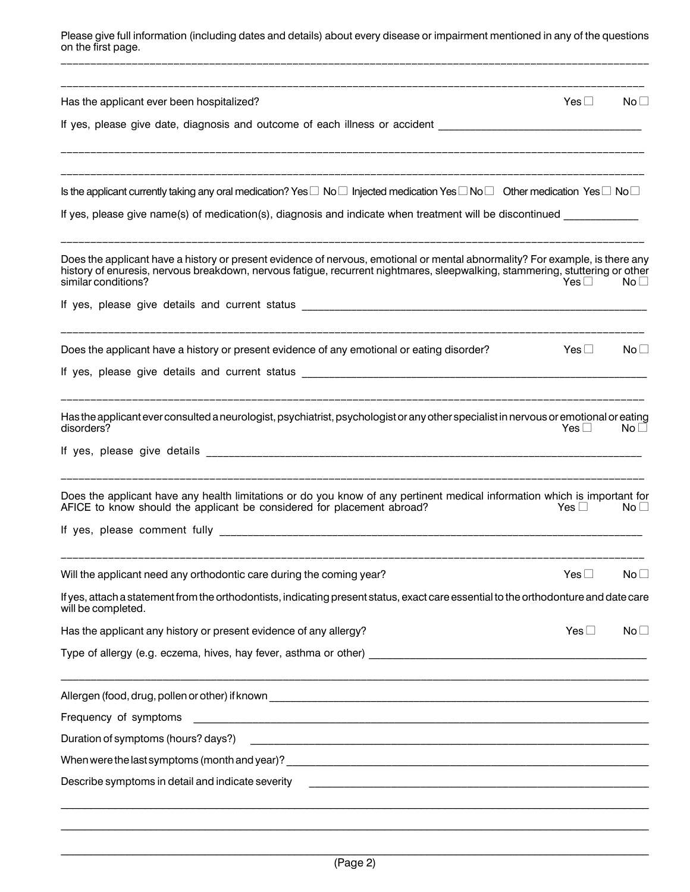Please give full information (including dates and details) about every disease or impairment mentioned in any of the questions on the first page.

______________________________________________________________________________________________

______________________________________________________________________________________________

Has the applicant ever been hospitalized? Yes ☐ No ☐

If yes, please give date, diagnosis and outcome of each illness or accident ______________________________

______________________________________________________________________________________________

______________________________________________________________________________________________

Is the applicant currently taking any oral medication? Yes ☐ No ☐ Injected medication Yes ☐ No ☐ Other medication Yes ☐ No ☐

If yes, please give name(s) of medication(s), diagnosis and indicate when treatment will be discontinued ___________

______________________________________________________________________________________________

Does the applicant have a history or present evidence of nervous, emotional or mental abnormality? For example, is there any history of enuresis, nervous breakdown, nervous fatigue, recurrent nightmares, sleepwalking, stammering, stuttering or other similar conditions? Yes ☐ No ☐

If yes, please give details and current status ______________________________________________________

______________________________________________________________________________________________

Does the applicant have a history or present evidence of any emotional or eating disorder? Yes ☐ No ☐

If yes, please give details and current status ______________________________________________________

______________________________________________________________________________________________

Has the applicant ever consulted a neurologist, psychiatrist, psychologist or any other specialist in nervous or emotional or eating disorders? Yes ☐ No ☐

If yes, please give details ______________________________________________________________________

______________________________________________________________________________________________

Does the applicant have any health limitations or do you know of any pertinent medical information which is important for AFICE to know should the applicant be considered for placement abroad? Yes ☐ No ☐

If yes, please comment fully ____________________________________________________________________

______________________________________________________________________________________________

Will the applicant need any orthodontic care during the coming year? Yes ☐ No ☐

If yes, attach a statement from the orthodontists, indicating present status, exact care essential to the orthodonture and date care will be completed.

Has the applicant any history or present evidence of any allergy? Yes ☐ No ☐

Type of allergy (e.g. eczema, hives, hay fever, asthma or other) ____________________________________________

______________________________________________________________________________________________

Allergen (food, drug, pollen or other) if known _______________________________________________________

Frequency of symptoms _________________________________________________________________________

Duration of symptoms (hours? days?) ______________________________________________________________

When were the last symptoms (month and year)? ____________________________________________________

Describe symptoms in detail and indicate severity ____________________________________________________

______________________________________________________________________________________________

______________________________________________________________________________________________

______________________________________________________________________________________________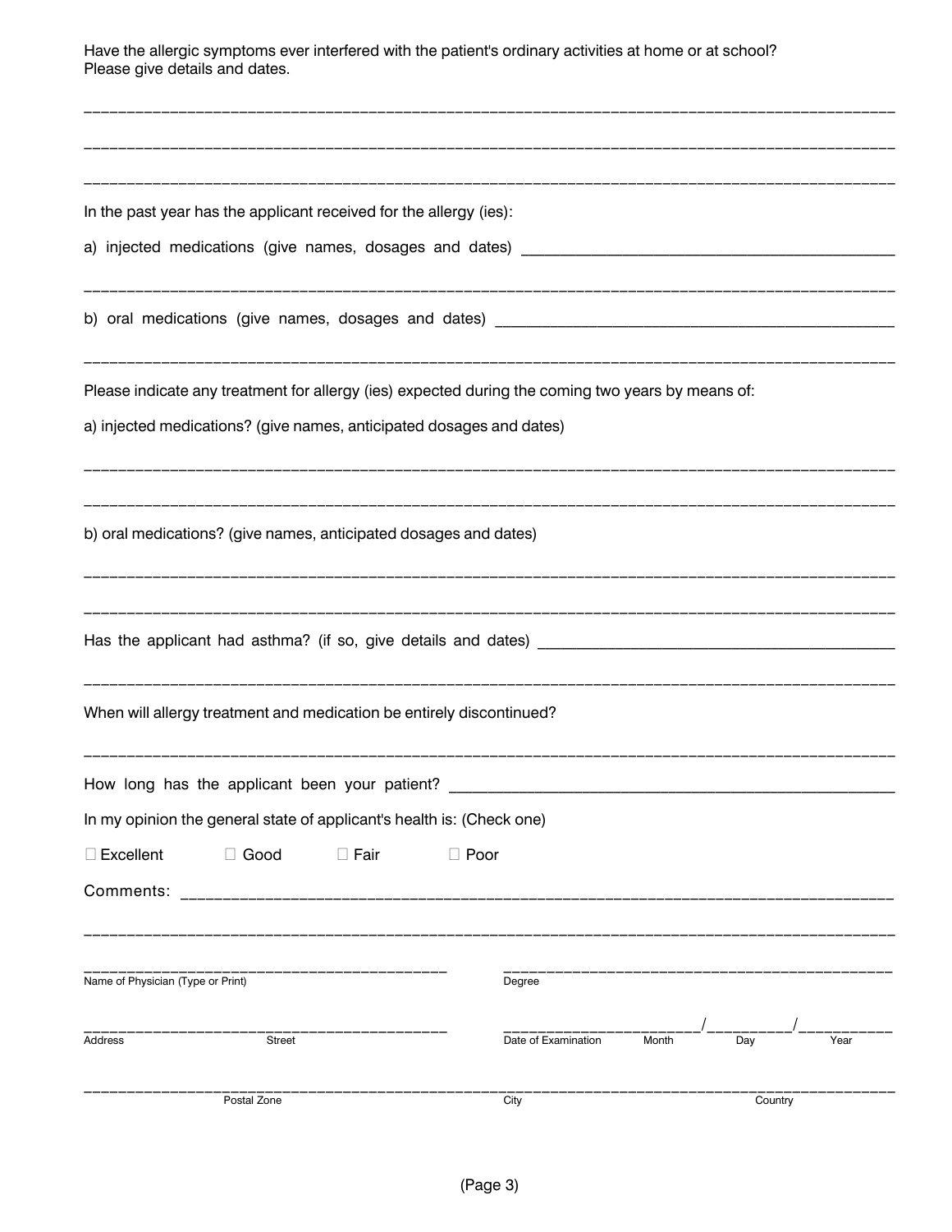Have the allergic symptoms ever interfered with the patient's ordinary activities at home or at school? Please give details and dates.

______________________________________________________________________________

______________________________________________________________________________

______________________________________________________________________________

In the past year has the applicant received for the allergy (ies):

a) injected medications (give names, dosages and dates) ______________________________

______________________________________________________________________________

b) oral medications (give names, dosages and dates) ________________________________

______________________________________________________________________________

Please indicate any treatment for allergy (ies) expected during the coming two years by means of:

a) injected medications? (give names, anticipated dosages and dates)

______________________________________________________________________________

______________________________________________________________________________

b) oral medications? (give names, anticipated dosages and dates)

______________________________________________________________________________

______________________________________________________________________________

Has the applicant had asthma? (if so, give details and dates) ___________________________

______________________________________________________________________________

When will allergy treatment and medication be entirely discontinued?

______________________________________________________________________________

How long has the applicant been your patient? ______________________________________

In my opinion the general state of applicant's health is: (Check one)

☐ Excellent ☐ Good ☐ Fair ☐ Poor

Comments: ___________________________________________________________________

______________________________________________________________________________

______________________________ Name of Physician (Type or Print)

______________________________ Degree

______________________________ Address Street

______________/__________/__________ Date of Examination Month Day Year

______________________________ Postal Zone

______________________________ City Country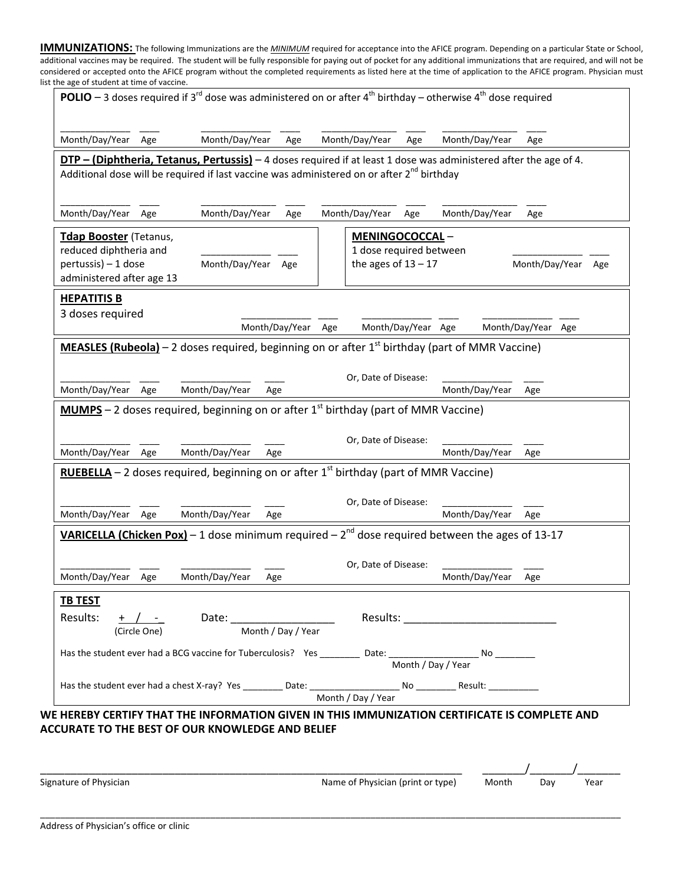**IMMUNIZATIONS:** The following Immunizations are the ***MINIMUM*** required for acceptance into the AFICE program. Depending on a particular State or School, additional vaccines may be required. The student will be fully responsible for paying out of pocket for any additional immunizations that are required, and will not be considered or accepted onto the AFICE program without the completed requirements as listed here at the time of application to the AFICE program. Physician must list the age of student at time of vaccine.

**POLIO** – 3 doses required if 3rd dose was administered on or after 4th birthday – otherwise 4th dose required

_____________ ____ _____________ ____ _____________ ____ _____________ ____
Month/Day/Year Age Month/Day/Year Age Month/Day/Year Age Month/Day/Year Age

**DTP – (Diphtheria, Tetanus, Pertussis)** – 4 doses required if at least 1 dose was administered after the age of 4. Additional dose will be required if last vaccine was administered on or after 2nd birthday

_____________ ____ _____________ ____ _____________ ____ _____________ ____
Month/Day/Year Age Month/Day/Year Age Month/Day/Year Age Month/Day/Year Age

**Tdap Booster** (Tetanus, reduced diphtheria and pertussis) – 1 dose administered after age 13

_____________ ____
Month/Day/Year Age

**MENINGOCOCCAL** – 1 dose required between the ages of 13 – 17

_____________ ____
Month/Day/Year Age

**HEPATITIS B**
3 doses required

_____________ ____ _____________ ____ _____________ ____
Month/Day/Year Age Month/Day/Year Age Month/Day/Year Age

**MEASLES (Rubeola)** – 2 doses required, beginning on or after 1st birthday (part of MMR Vaccine)

_____________ ____ _____________ ____ Or, Date of Disease: _____________ ____
Month/Day/Year Age Month/Day/Year Age Month/Day/Year Age

**MUMPS** – 2 doses required, beginning on or after 1st birthday (part of MMR Vaccine)

_____________ ____ _____________ ____ Or, Date of Disease: _____________ ____
Month/Day/Year Age Month/Day/Year Age Month/Day/Year Age

**RUEBELLA** – 2 doses required, beginning on or after 1st birthday (part of MMR Vaccine)

_____________ ____ _____________ ____ Or, Date of Disease: _____________ ____
Month/Day/Year Age Month/Day/Year Age Month/Day/Year Age

**VARICELLA (Chicken Pox)** – 1 dose minimum required – 2nd dose required between the ages of 13-17

_____________ ____ _____________ ____ Or, Date of Disease: _____________ ____
Month/Day/Year Age Month/Day/Year Age Month/Day/Year Age

**TB TEST**

Results: + / - (Circle One) Date: _________________ (Month / Day / Year) Results: _________________________

Has the student ever had a BCG vaccine for Tuberculosis? Yes ________ Date: _________________ (Month / Day / Year) No ________

Has the student ever had a chest X-ray? Yes ________ Date: _________________ (Month / Day / Year) No ________ Result: __________

**WE HEREBY CERTIFY THAT THE INFORMATION GIVEN IN THIS IMMUNIZATION CERTIFICATE IS COMPLETE AND ACCURATE TO THE BEST OF OUR KNOWLEDGE AND BELIEF**

___________________________________________________________________________ _______/_______/_______
Signature of Physician Name of Physician (print or type) Month Day Year

______________________________________________________________________________________________________
Address of Physician's office or clinic